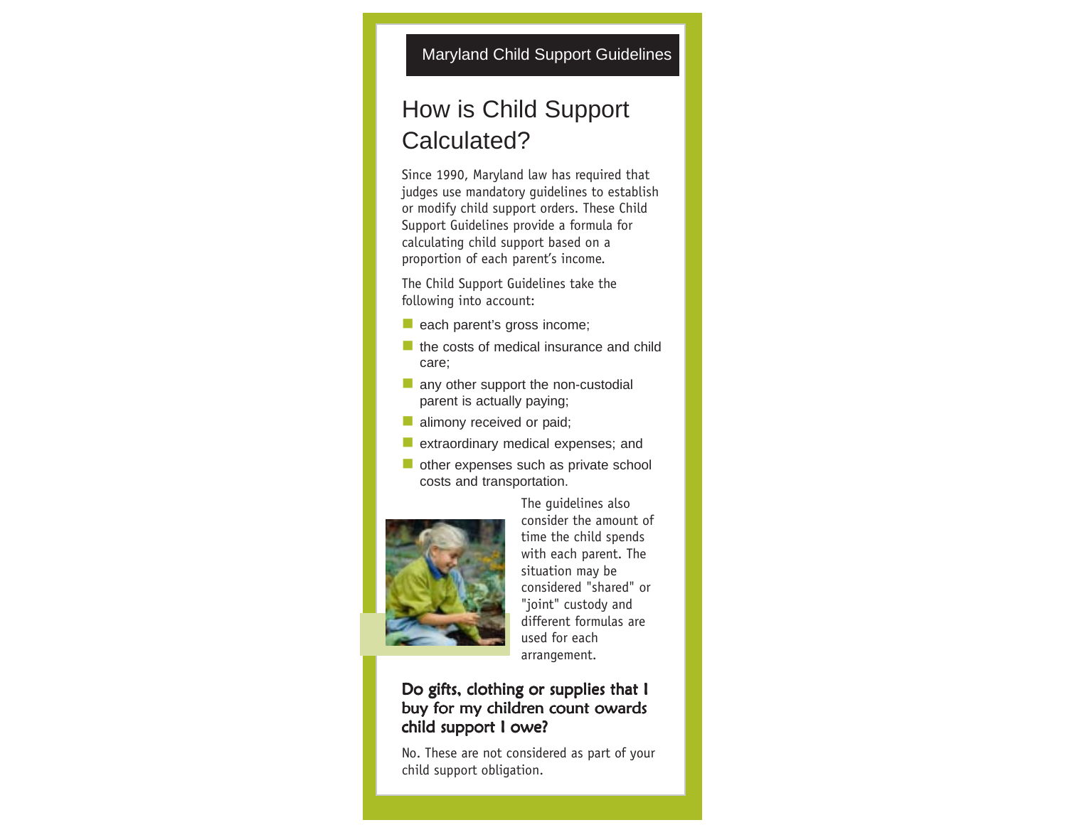Maryland Child Support Guidelines

# How is Child Support Calculated?

Since 1990, Maryland law has required that judges use mandatory guidelines to establish or modify child support orders. These Child Support Guidelines provide a formula for calculating child support based on a proportion of each parent's income.

The Child Support Guidelines take the following into account:

- each parent's gross income;
- the costs of medical insurance and child care;
- any other support the non-custodial parent is actually paying;
- alimony received or paid;
- extraordinary medical expenses; and
- other expenses such as private school costs and transportation.

The guidelines also consider the amount of time the child spends with each parent. The situation may be considered "shared" or "joint" custody and different formulas are used for each arrangement.

## Do gifts, clothing or supplies that I buy for my children count owards child support I owe?

No. These are not considered as part of your child support obligation.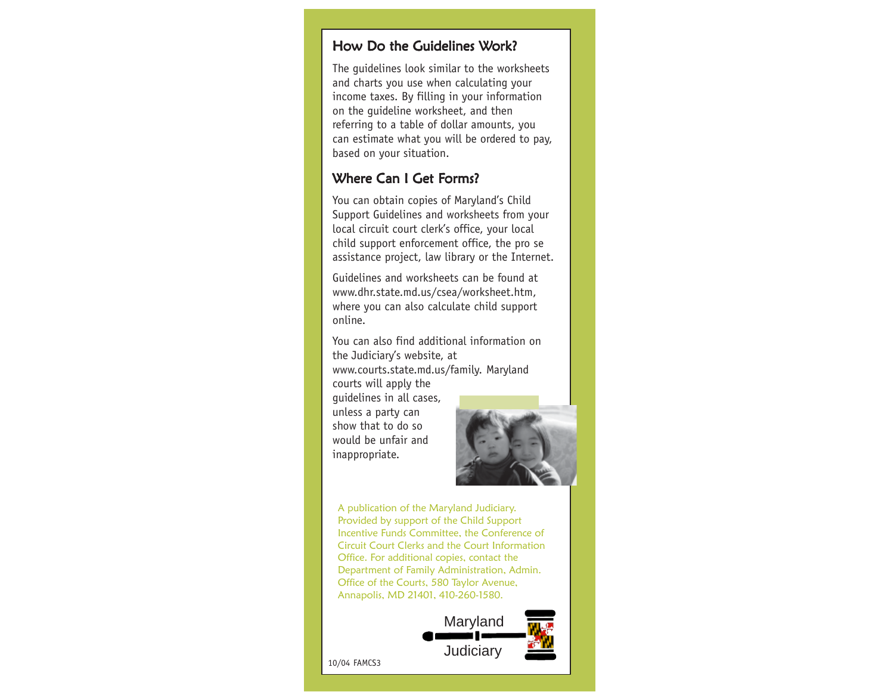## How Do the Guidelines Work?

The guidelines look similar to the worksheets and charts you use when calculating your income taxes. By filling in your information on the guideline worksheet, and then referring to a table of dollar amounts, you can estimate what you will be ordered to pay, based on your situation.

## Where Can I Get Forms?

You can obtain copies of Maryland's Child Support Guidelines and worksheets from your local circuit court clerk's office, your local child support enforcement office, the pro se assistance project, law library or the Internet.

Guidelines and worksheets can be found at www.dhr.state.md.us/csea/worksheet.htm, where you can also calculate child support online.

You can also find additional information on the Judiciary's website, at www.courts.state.md.us/family. Maryland courts will apply the guidelines in all cases, unless a party can show that to do so would be unfair and inappropriate.

A publication of the Maryland Judiciary. Provided by support of the Child Support Incentive Funds Committee, the Conference of Circuit Court Clerks and the Court Information Office. For additional copies, contact the Department of Family Administration, Admin. Office of the Courts, 580 Taylor Avenue, Annapolis, MD 21401, 410-260-1580.

Maryland Judiciary

10/04 FAMCS3